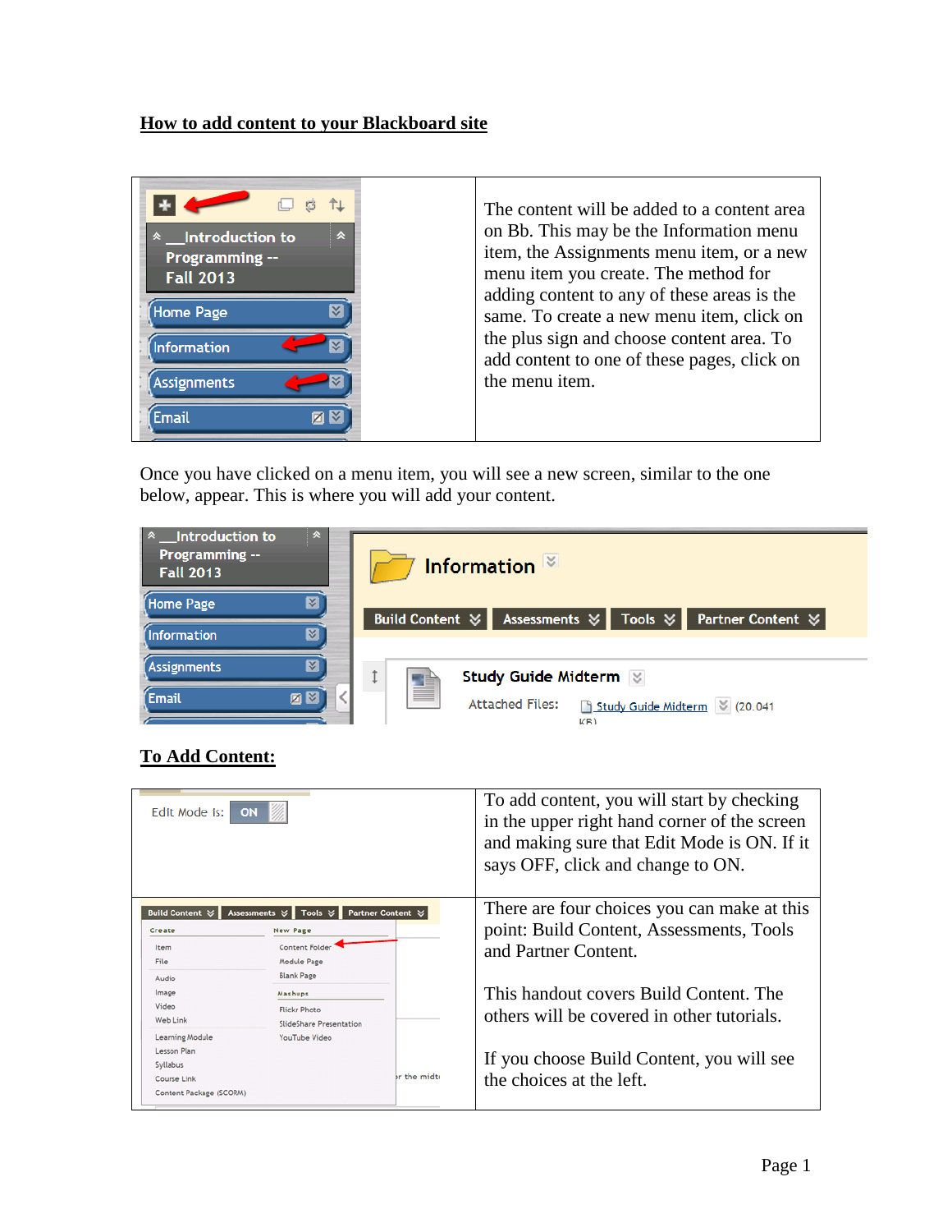## How to add content to your Blackboard site

| | |
|---|---|
| | The content will be added to a content area on Bb. This may be the Information menu item, the Assignments menu item, or a new menu item you create. The method for adding content to any of these areas is the same. To create a new menu item, click on the plus sign and choose content area. To add content to one of these pages, click on the menu item. |

Once you have clicked on a menu item, you will see a new screen, similar to the one below, appear. This is where you will add your content.

## To Add Content:

| | |
|---|---|
| | To add content, you will start by checking in the upper right hand corner of the screen and making sure that Edit Mode is ON. If it says OFF, click and change to ON. |
| | There are four choices you can make at this point: Build Content, Assessments, Tools and Partner Content.<br><br>This handout covers Build Content. The others will be covered in other tutorials.<br><br>If you choose Build Content, you will see the choices at the left. |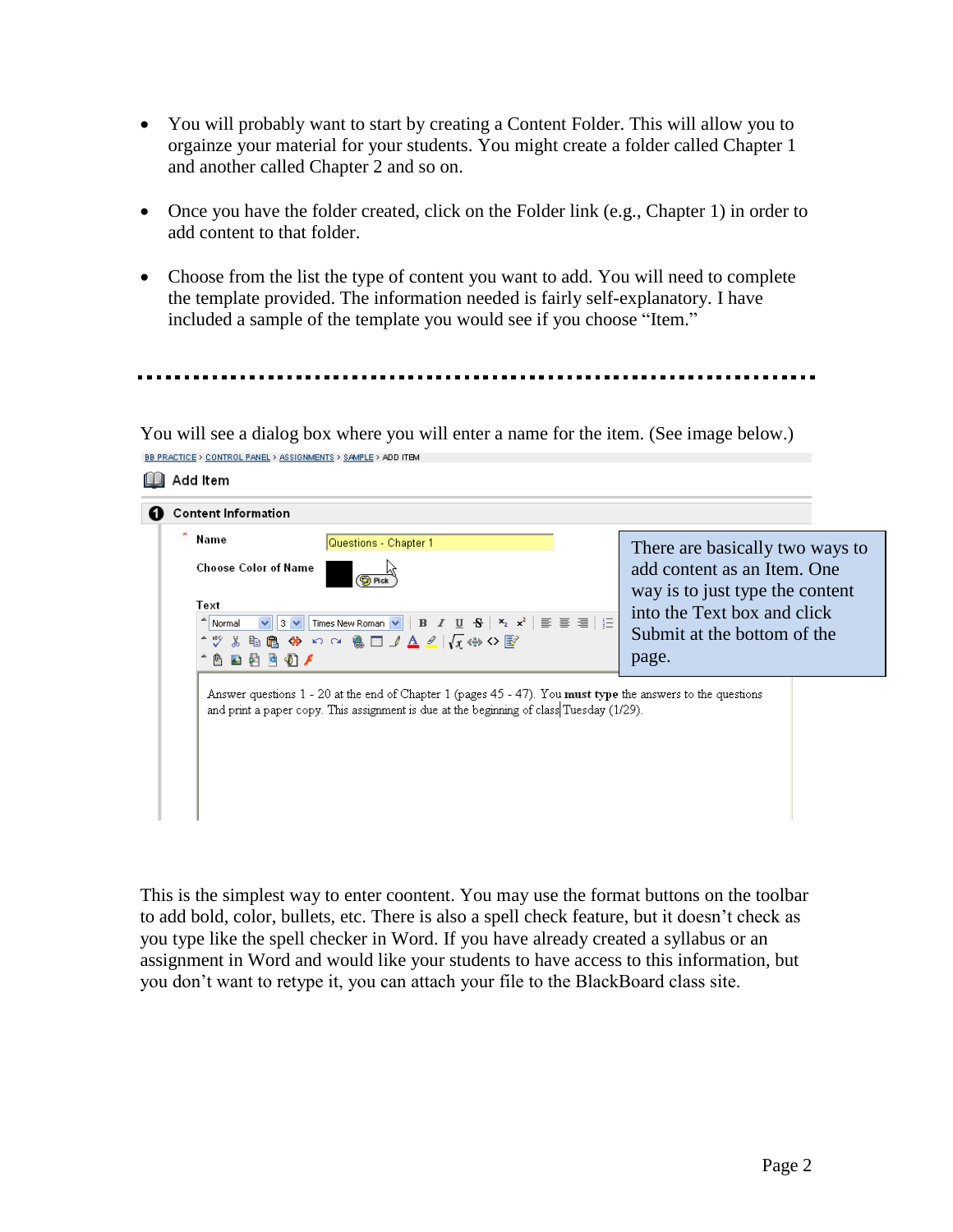- You will probably want to start by creating a Content Folder. This will allow you to orgainze your material for your students. You might create a folder called Chapter 1 and another called Chapter 2 and so on.

- Once you have the folder created, click on the Folder link (e.g., Chapter 1) in order to add content to that folder.

- Choose from the list the type of content you want to add. You will need to complete the template provided. The information needed is fairly self-explanatory. I have included a sample of the template you would see if you choose "Item."

---

You will see a dialog box where you will enter a name for the item. (See image below.)

BB PRACTICE > CONTROL PANEL > ASSIGNMENTS > SAMPLE > ADD ITEM

**Add Item**

**1 Content Information**

\* Name: Questions - Chapter 1

Choose Color of Name

Text

Answer questions 1 - 20 at the end of Chapter 1 (pages 45 - 47). You **must type** the answers to the questions and print a paper copy. This assignment is due at the beginning of class Tuesday (1/29).

There are basically two ways to add content as an Item. One way is to just type the content into the Text box and click Submit at the bottom of the page.

This is the simplest way to enter coontent. You may use the format buttons on the toolbar to add bold, color, bullets, etc. There is also a spell check feature, but it doesn't check as you type like the spell checker in Word. If you have already created a syllabus or an assignment in Word and would like your students to have access to this information, but you don't want to retype it, you can attach your file to the BlackBoard class site.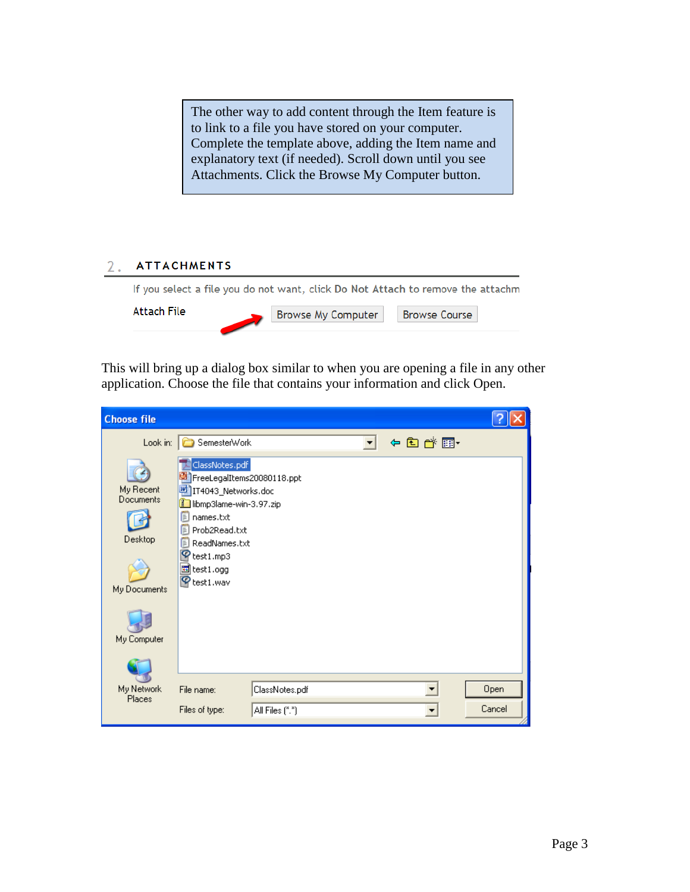The other way to add content through the Item feature is to link to a file you have stored on your computer. Complete the template above, adding the Item name and explanatory text (if needed). Scroll down until you see Attachments. Click the Browse My Computer button.

This will bring up a dialog box similar to when you are opening a file in any other application. Choose the file that contains your information and click Open.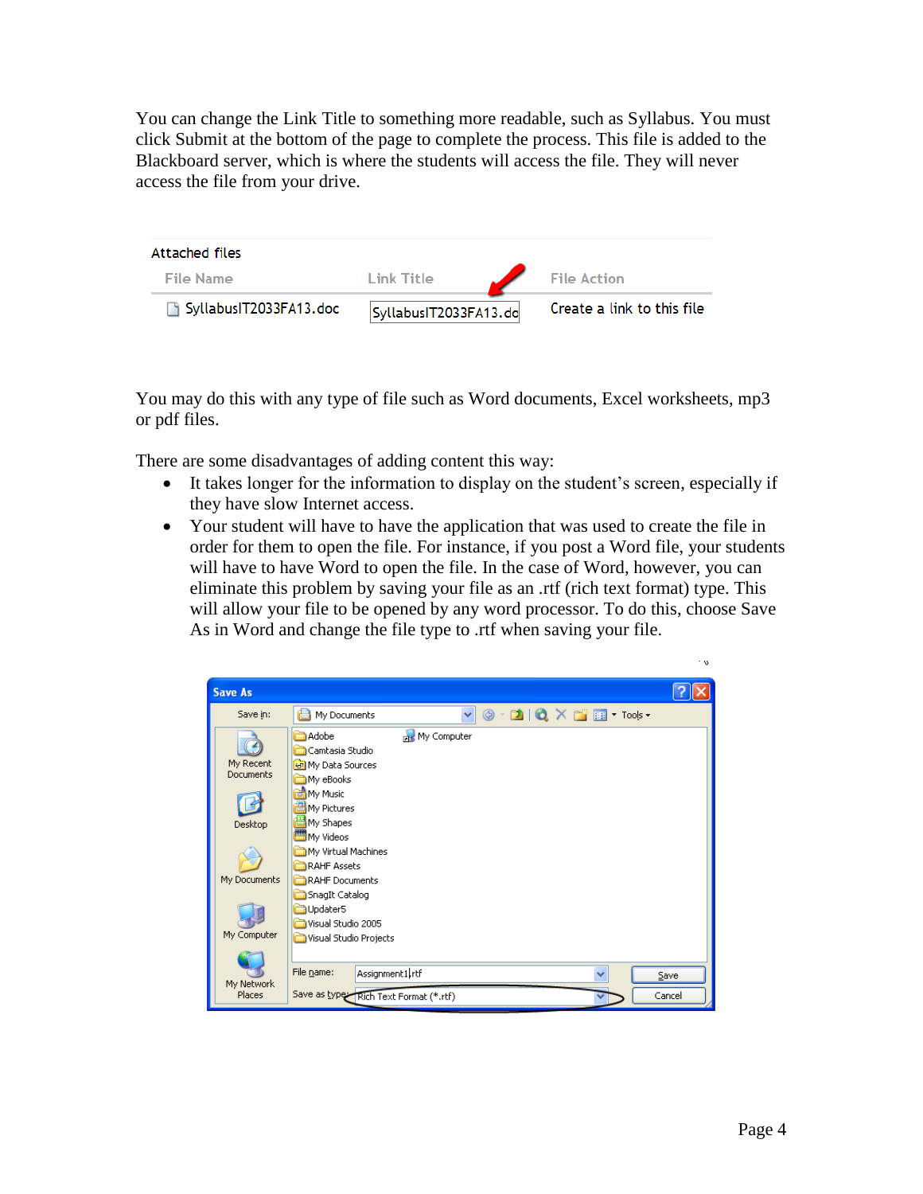You can change the Link Title to something more readable, such as Syllabus. You must click Submit at the bottom of the page to complete the process. This file is added to the Blackboard server, which is where the students will access the file. They will never access the file from your drive.

Attached files

| File Name | Link Title | File Action |
|---|---|---|
| SyllabusIT2033FA13.doc | SyllabusIT2033FA13.dc | Create a link to this file |

You may do this with any type of file such as Word documents, Excel worksheets, mp3 or pdf files.

There are some disadvantages of adding content this way:

- It takes longer for the information to display on the student's screen, especially if they have slow Internet access.
- Your student will have to have the application that was used to create the file in order for them to open the file. For instance, if you post a Word file, your students will have to have Word to open the file. In the case of Word, however, you can eliminate this problem by saving your file as an .rtf (rich text format) type. This will allow your file to be opened by any word processor. To do this, choose Save As in Word and change the file type to .rtf when saving your file.

Save As

Save in: My Documents

Tools

My Recent Documents

Desktop

My Documents

My Computer

My Network Places

Adobe
Camtasia Studio
My Data Sources
My eBooks
My Music
My Pictures
My Shapes
My Videos
My Virtual Machines
RAHF Assets
RAHF Documents
SnagIt Catalog
Updater5
Visual Studio 2005
Visual Studio Projects
My Computer

File name: Assignment1.rtf

Save as type: Rich Text Format (*.rtf)

Save

Cancel